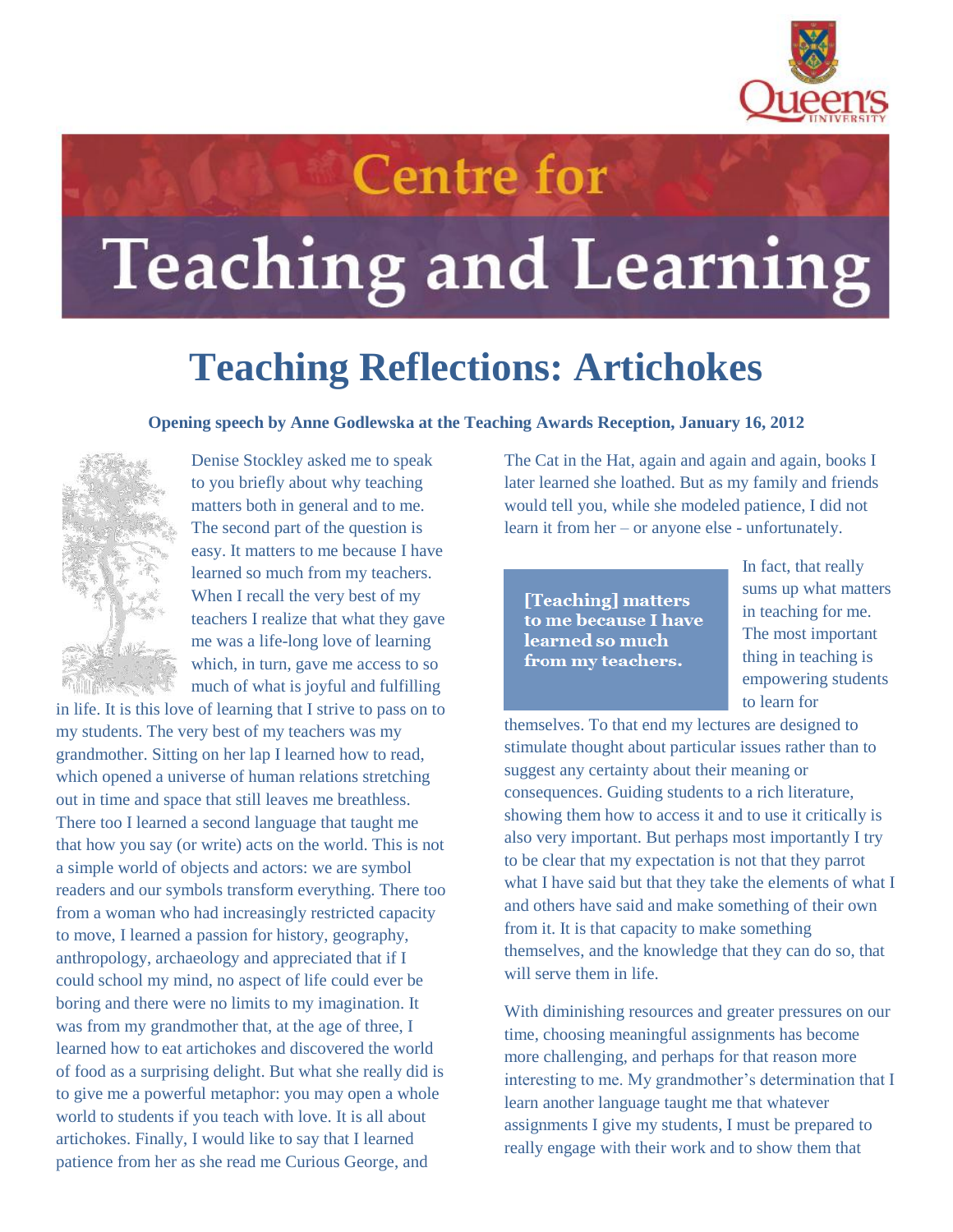# Centre for Teaching and Learning

## Teaching Reflections: Artichokes

**Opening speech by Anne Godlewska at the Teaching Awards Reception, January 16, 2012**

Denise Stockley asked me to speak to you briefly about why teaching matters both in general and to me. The second part of the question is easy. It matters to me because I have learned so much from my teachers. When I recall the very best of my teachers I realize that what they gave me was a life-long love of learning which, in turn, gave me access to so much of what is joyful and fulfilling in life. It is this love of learning that I strive to pass on to my students. The very best of my teachers was my grandmother. Sitting on her lap I learned how to read, which opened a universe of human relations stretching out in time and space that still leaves me breathless. There too I learned a second language that taught me that how you say (or write) acts on the world. This is not a simple world of objects and actors: we are symbol readers and our symbols transform everything. There too from a woman who had increasingly restricted capacity to move, I learned a passion for history, geography, anthropology, archaeology and appreciated that if I could school my mind, no aspect of life could ever be boring and there were no limits to my imagination. It was from my grandmother that, at the age of three, I learned how to eat artichokes and discovered the world of food as a surprising delight. But what she really did is to give me a powerful metaphor: you may open a whole world to students if you teach with love. It is all about artichokes. Finally, I would like to say that I learned patience from her as she read me Curious George, and The Cat in the Hat, again and again and again, books I later learned she loathed. But as my family and friends would tell you, while she modeled patience, I did not learn it from her – or anyone else - unfortunately.

> **[Teaching] matters to me because I have learned so much from my teachers.**

In fact, that really sums up what matters in teaching for me. The most important thing in teaching is empowering students to learn for themselves. To that end my lectures are designed to stimulate thought about particular issues rather than to suggest any certainty about their meaning or consequences. Guiding students to a rich literature, showing them how to access it and to use it critically is also very important. But perhaps most importantly I try to be clear that my expectation is not that they parrot what I have said but that they take the elements of what I and others have said and make something of their own from it. It is that capacity to make something themselves, and the knowledge that they can do so, that will serve them in life.

With diminishing resources and greater pressures on our time, choosing meaningful assignments has become more challenging, and perhaps for that reason more interesting to me. My grandmother's determination that I learn another language taught me that whatever assignments I give my students, I must be prepared to really engage with their work and to show them that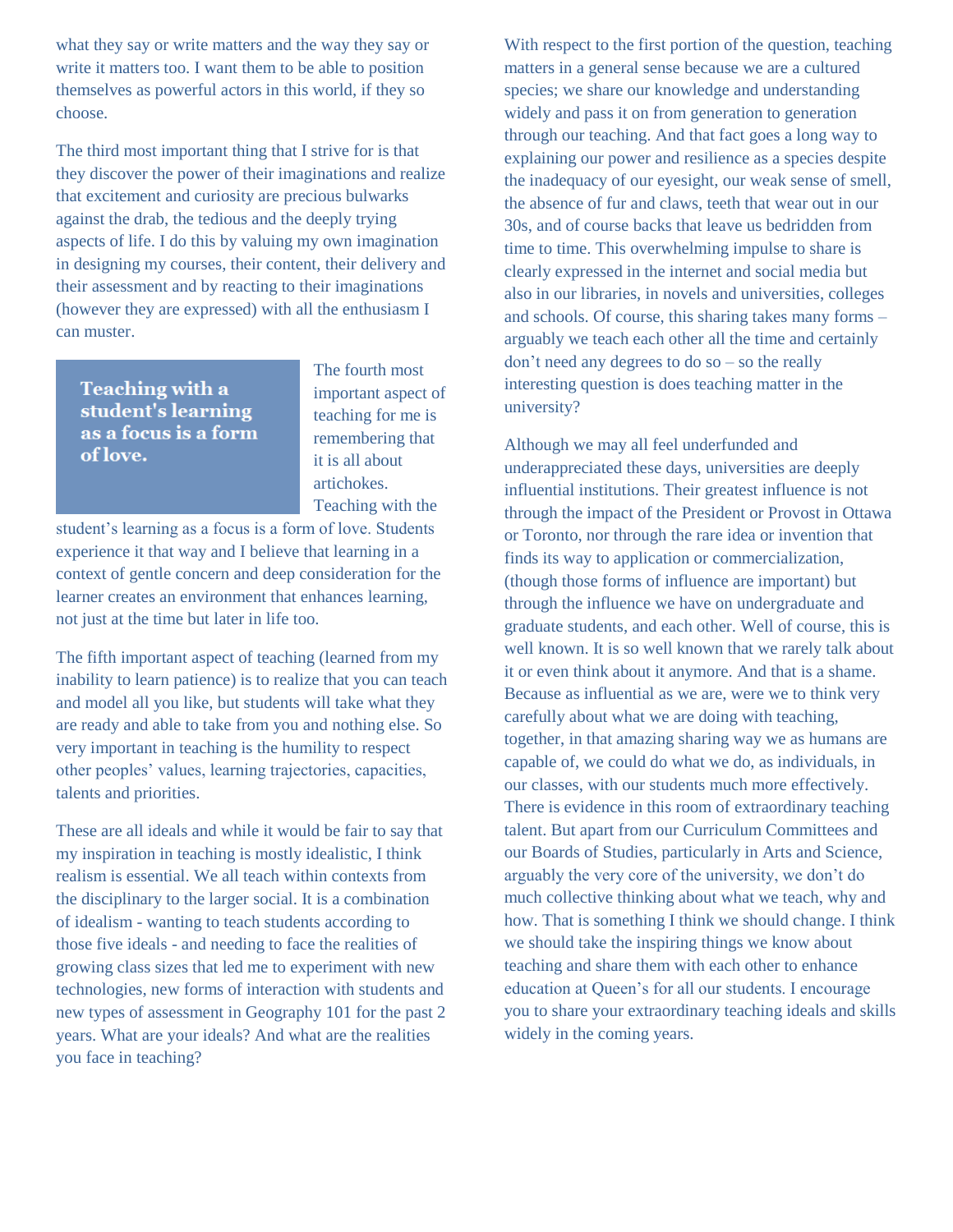what they say or write matters and the way they say or write it matters too. I want them to be able to position themselves as powerful actors in this world, if they so choose.

The third most important thing that I strive for is that they discover the power of their imaginations and realize that excitement and curiosity are precious bulwarks against the drab, the tedious and the deeply trying aspects of life. I do this by valuing my own imagination in designing my courses, their content, their delivery and their assessment and by reacting to their imaginations (however they are expressed) with all the enthusiasm I can muster.

> **Teaching with a student's learning as a focus is a form of love.**

The fourth most important aspect of teaching for me is remembering that it is all about artichokes. Teaching with the student's learning as a focus is a form of love. Students experience it that way and I believe that learning in a context of gentle concern and deep consideration for the learner creates an environment that enhances learning, not just at the time but later in life too.

The fifth important aspect of teaching (learned from my inability to learn patience) is to realize that you can teach and model all you like, but students will take what they are ready and able to take from you and nothing else. So very important in teaching is the humility to respect other peoples' values, learning trajectories, capacities, talents and priorities.

These are all ideals and while it would be fair to say that my inspiration in teaching is mostly idealistic, I think realism is essential. We all teach within contexts from the disciplinary to the larger social. It is a combination of idealism - wanting to teach students according to those five ideals - and needing to face the realities of growing class sizes that led me to experiment with new technologies, new forms of interaction with students and new types of assessment in Geography 101 for the past 2 years. What are your ideals? And what are the realities you face in teaching?

With respect to the first portion of the question, teaching matters in a general sense because we are a cultured species; we share our knowledge and understanding widely and pass it on from generation to generation through our teaching. And that fact goes a long way to explaining our power and resilience as a species despite the inadequacy of our eyesight, our weak sense of smell, the absence of fur and claws, teeth that wear out in our 30s, and of course backs that leave us bedridden from time to time. This overwhelming impulse to share is clearly expressed in the internet and social media but also in our libraries, in novels and universities, colleges and schools. Of course, this sharing takes many forms – arguably we teach each other all the time and certainly don't need any degrees to do so – so the really interesting question is does teaching matter in the university?

Although we may all feel underfunded and underappreciated these days, universities are deeply influential institutions. Their greatest influence is not through the impact of the President or Provost in Ottawa or Toronto, nor through the rare idea or invention that finds its way to application or commercialization, (though those forms of influence are important) but through the influence we have on undergraduate and graduate students, and each other. Well of course, this is well known. It is so well known that we rarely talk about it or even think about it anymore. And that is a shame. Because as influential as we are, were we to think very carefully about what we are doing with teaching, together, in that amazing sharing way we as humans are capable of, we could do what we do, as individuals, in our classes, with our students much more effectively. There is evidence in this room of extraordinary teaching talent. But apart from our Curriculum Committees and our Boards of Studies, particularly in Arts and Science, arguably the very core of the university, we don't do much collective thinking about what we teach, why and how. That is something I think we should change. I think we should take the inspiring things we know about teaching and share them with each other to enhance education at Queen's for all our students. I encourage you to share your extraordinary teaching ideals and skills widely in the coming years.